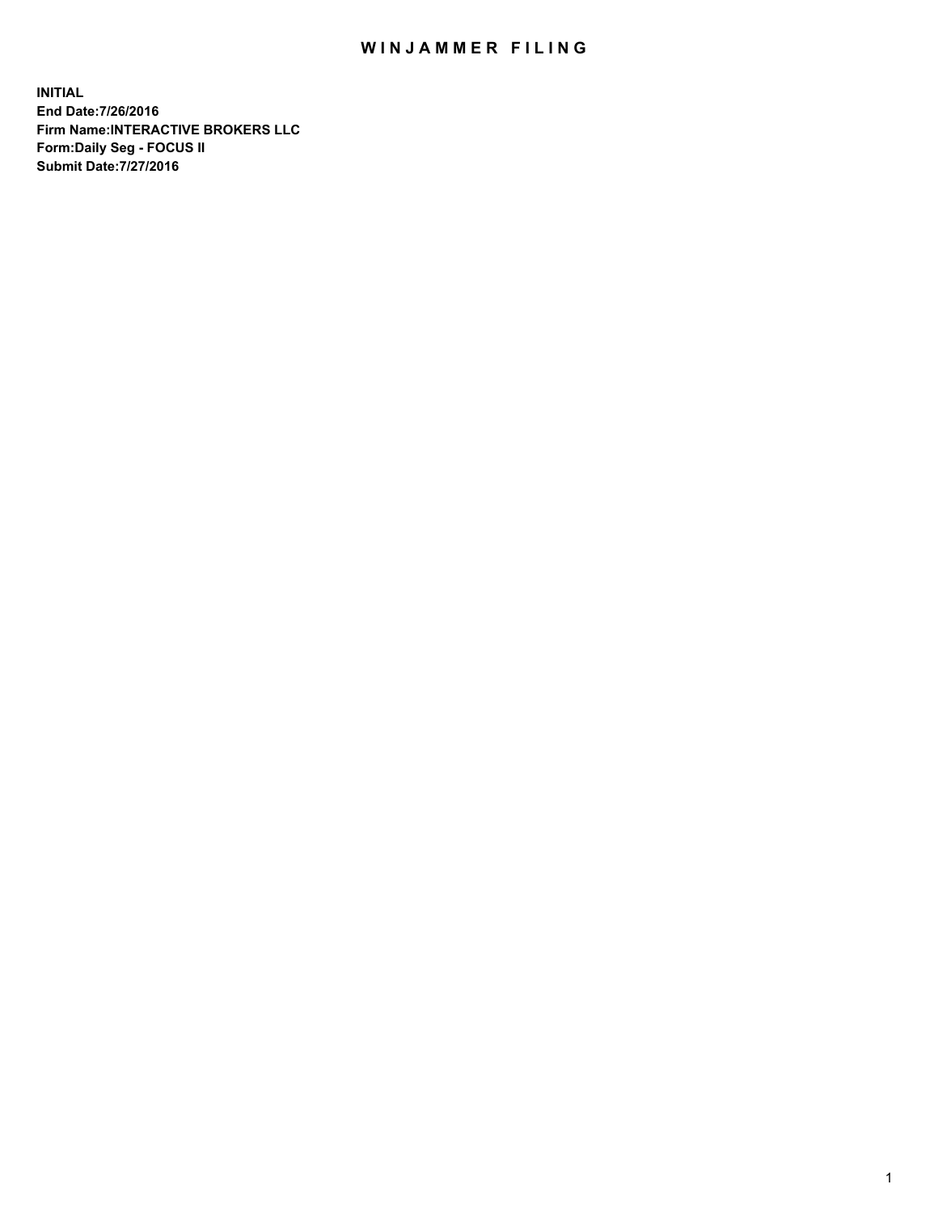# WINJAMMER FILING

**INITIAL**
**End Date:7/26/2016**
**Firm Name:INTERACTIVE BROKERS LLC**
**Form:Daily Seg - FOCUS II**
**Submit Date:7/27/2016**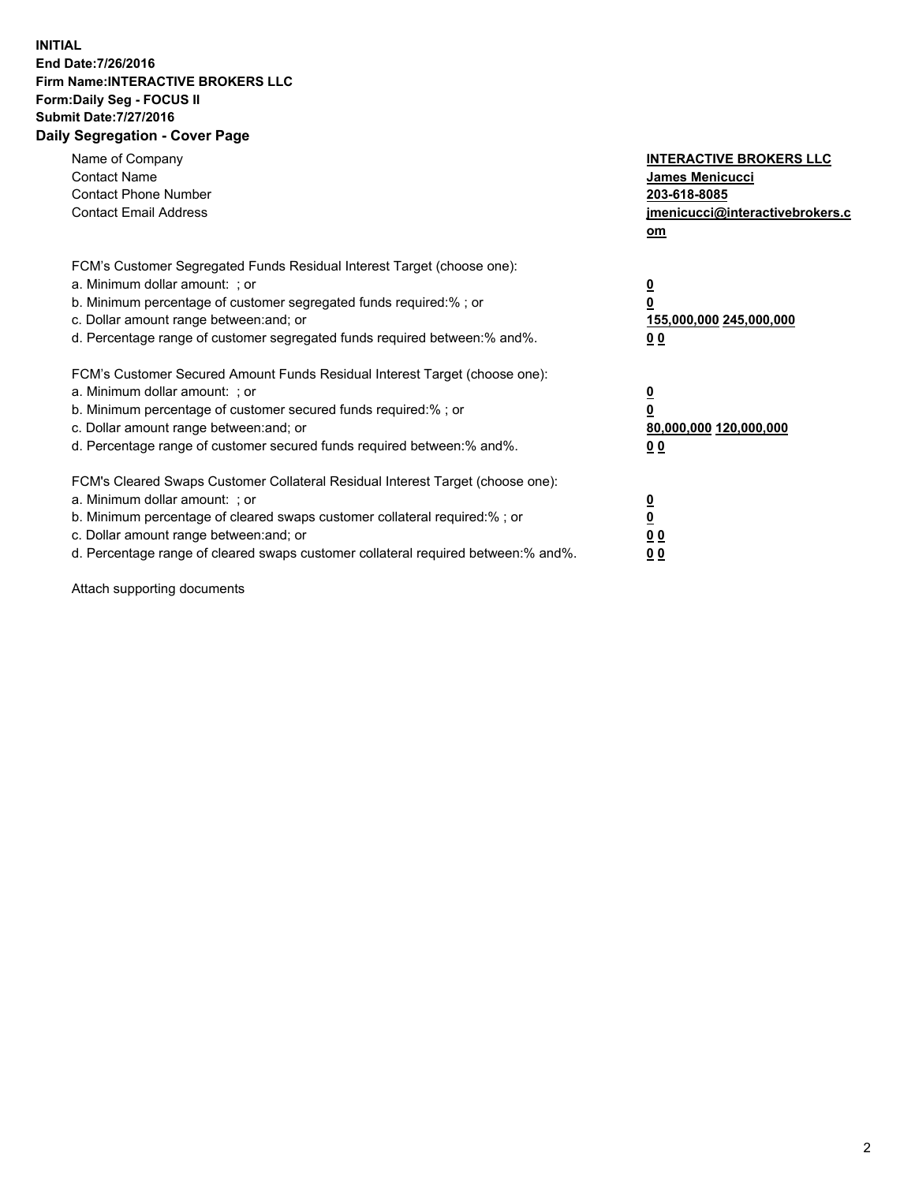**INITIAL**
**End Date:7/26/2016**
**Firm Name:INTERACTIVE BROKERS LLC**
**Form:Daily Seg - FOCUS II**
**Submit Date:7/27/2016**
**Daily Segregation - Cover Page**

| | |
|---|---|
| Name of Company | **INTERACTIVE BROKERS LLC** |
| Contact Name | **James Menicucci** |
| Contact Phone Number | **203-618-8085** |
| Contact Email Address | **jmenicucci@interactivebrokers.com** |

FCM's Customer Segregated Funds Residual Interest Target (choose one):

| | |
|---|---|
| a. Minimum dollar amount: ; or | **0** |
| b. Minimum percentage of customer segregated funds required:% ; or | **0** |
| c. Dollar amount range between:and; or | **155,000,000 245,000,000** |
| d. Percentage range of customer segregated funds required between:% and%. | **0 0** |

FCM's Customer Secured Amount Funds Residual Interest Target (choose one):

| | |
|---|---|
| a. Minimum dollar amount: ; or | **0** |
| b. Minimum percentage of customer secured funds required:% ; or | **0** |
| c. Dollar amount range between:and; or | **80,000,000 120,000,000** |
| d. Percentage range of customer secured funds required between:% and%. | **0 0** |

FCM's Cleared Swaps Customer Collateral Residual Interest Target (choose one):

| | |
|---|---|
| a. Minimum dollar amount: ; or | **0** |
| b. Minimum percentage of cleared swaps customer collateral required:% ; or | **0** |
| c. Dollar amount range between:and; or | **0 0** |
| d. Percentage range of cleared swaps customer collateral required between:% and%. | **0 0** |

Attach supporting documents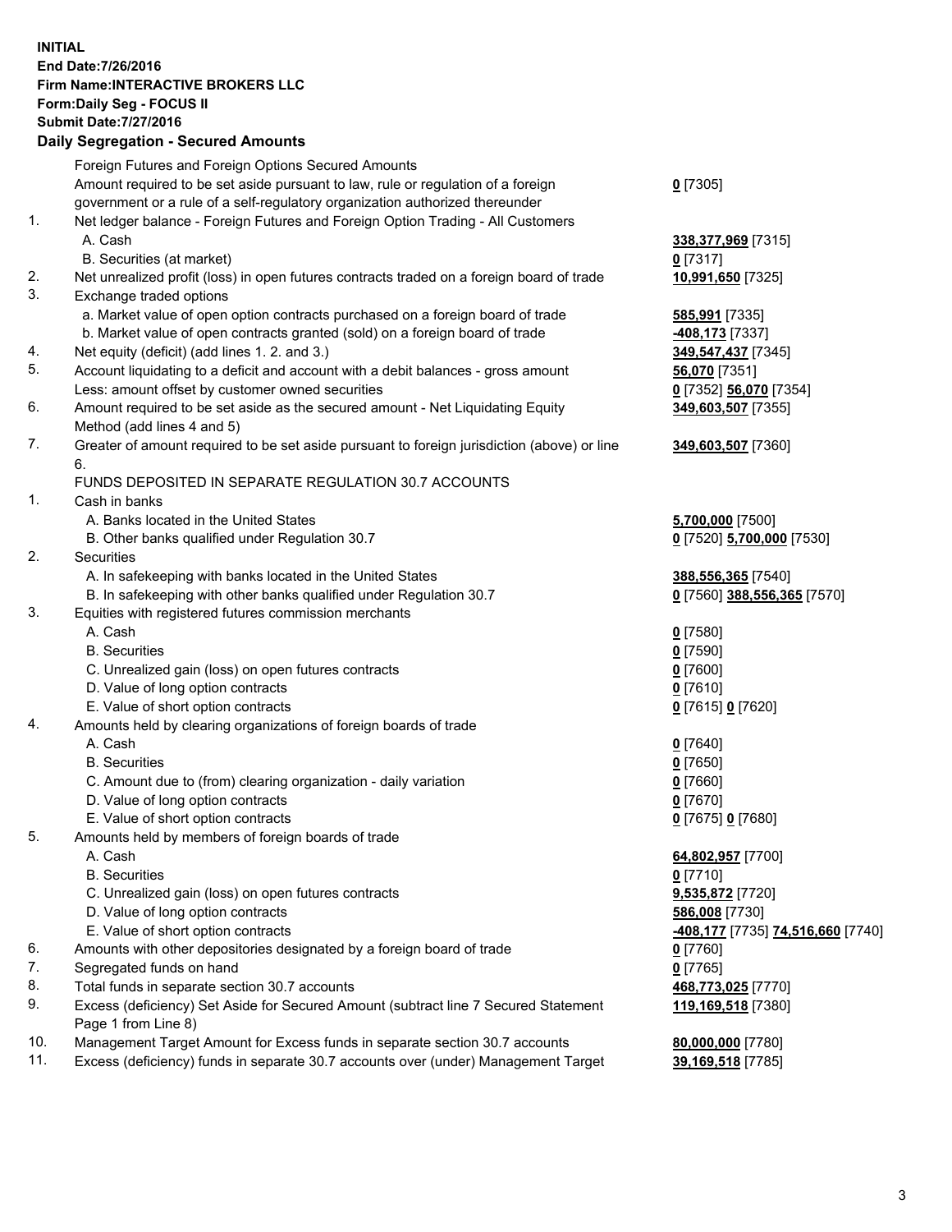**INITIAL**
**End Date:7/26/2016**
**Firm Name:INTERACTIVE BROKERS LLC**
**Form:Daily Seg - FOCUS II**
**Submit Date:7/27/2016**

## Daily Segregation - Secured Amounts

| | | |
|---|---|---|
| | Foreign Futures and Foreign Options Secured Amounts | |
| | Amount required to be set aside pursuant to law, rule or regulation of a foreign government or a rule of a self-regulatory organization authorized thereunder | **0** [7305] |
| 1. | Net ledger balance - Foreign Futures and Foreign Option Trading - All Customers | |
| | A. Cash | **338,377,969** [7315] |
| | B. Securities (at market) | **0** [7317] |
| 2. | Net unrealized profit (loss) in open futures contracts traded on a foreign board of trade | **10,991,650** [7325] |
| 3. | Exchange traded options | |
| | a. Market value of open option contracts purchased on a foreign board of trade | **585,991** [7335] |
| | b. Market value of open contracts granted (sold) on a foreign board of trade | **-408,173** [7337] |
| 4. | Net equity (deficit) (add lines 1. 2. and 3.) | **349,547,437** [7345] |
| 5. | Account liquidating to a deficit and account with a debit balances - gross amount | **56,070** [7351] |
| | Less: amount offset by customer owned securities | **0** [7352] **56,070** [7354] |
| 6. | Amount required to be set aside as the secured amount - Net Liquidating Equity Method (add lines 4 and 5) | **349,603,507** [7355] |
| 7. | Greater of amount required to be set aside pursuant to foreign jurisdiction (above) or line 6. | **349,603,507** [7360] |
| | FUNDS DEPOSITED IN SEPARATE REGULATION 30.7 ACCOUNTS | |
| 1. | Cash in banks | |
| | A. Banks located in the United States | **5,700,000** [7500] |
| | B. Other banks qualified under Regulation 30.7 | **0** [7520] **5,700,000** [7530] |
| 2. | Securities | |
| | A. In safekeeping with banks located in the United States | **388,556,365** [7540] |
| | B. In safekeeping with other banks qualified under Regulation 30.7 | **0** [7560] **388,556,365** [7570] |
| 3. | Equities with registered futures commission merchants | |
| | A. Cash | **0** [7580] |
| | B. Securities | **0** [7590] |
| | C. Unrealized gain (loss) on open futures contracts | **0** [7600] |
| | D. Value of long option contracts | **0** [7610] |
| | E. Value of short option contracts | **0** [7615] **0** [7620] |
| 4. | Amounts held by clearing organizations of foreign boards of trade | |
| | A. Cash | **0** [7640] |
| | B. Securities | **0** [7650] |
| | C. Amount due to (from) clearing organization - daily variation | **0** [7660] |
| | D. Value of long option contracts | **0** [7670] |
| | E. Value of short option contracts | **0** [7675] **0** [7680] |
| 5. | Amounts held by members of foreign boards of trade | |
| | A. Cash | **64,802,957** [7700] |
| | B. Securities | **0** [7710] |
| | C. Unrealized gain (loss) on open futures contracts | **9,535,872** [7720] |
| | D. Value of long option contracts | **586,008** [7730] |
| | E. Value of short option contracts | **-408,177** [7735] **74,516,660** [7740] |
| 6. | Amounts with other depositories designated by a foreign board of trade | **0** [7760] |
| 7. | Segregated funds on hand | **0** [7765] |
| 8. | Total funds in separate section 30.7 accounts | **468,773,025** [7770] |
| 9. | Excess (deficiency) Set Aside for Secured Amount (subtract line 7 Secured Statement Page 1 from Line 8) | **119,169,518** [7380] |
| 10. | Management Target Amount for Excess funds in separate section 30.7 accounts | **80,000,000** [7780] |
| 11. | Excess (deficiency) funds in separate 30.7 accounts over (under) Management Target | **39,169,518** [7785] |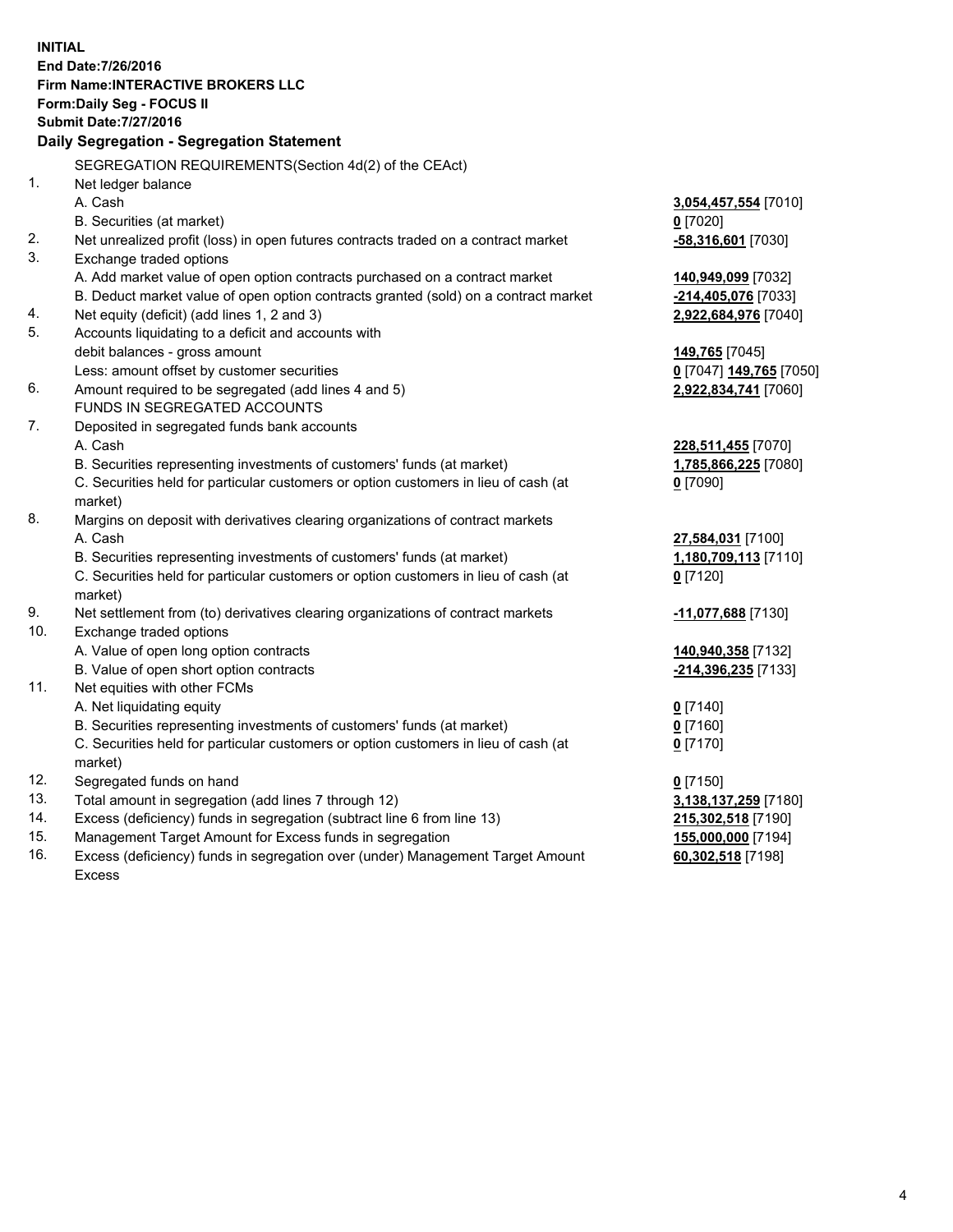**INITIAL**
**End Date:7/26/2016**
**Firm Name:INTERACTIVE BROKERS LLC**
**Form:Daily Seg - FOCUS II**
**Submit Date:7/27/2016**

**Daily Segregation - Segregation Statement**

SEGREGATION REQUIREMENTS(Section 4d(2) of the CEAct)

| | | |
|---|---|---|
| 1. | Net ledger balance | |
| | A. Cash | **3,054,457,554** [7010] |
| | B. Securities (at market) | **0** [7020] |
| 2. | Net unrealized profit (loss) in open futures contracts traded on a contract market | **-58,316,601** [7030] |
| 3. | Exchange traded options | |
| | A. Add market value of open option contracts purchased on a contract market | **140,949,099** [7032] |
| | B. Deduct market value of open option contracts granted (sold) on a contract market | **-214,405,076** [7033] |
| 4. | Net equity (deficit) (add lines 1, 2 and 3) | **2,922,684,976** [7040] |
| 5. | Accounts liquidating to a deficit and accounts with | |
| | debit balances - gross amount | **149,765** [7045] |
| | Less: amount offset by customer securities | **0** [7047] **149,765** [7050] |
| 6. | Amount required to be segregated (add lines 4 and 5) | **2,922,834,741** [7060] |
| | FUNDS IN SEGREGATED ACCOUNTS | |
| 7. | Deposited in segregated funds bank accounts | |
| | A. Cash | **228,511,455** [7070] |
| | B. Securities representing investments of customers' funds (at market) | **1,785,866,225** [7080] |
| | C. Securities held for particular customers or option customers in lieu of cash (at market) | **0** [7090] |
| 8. | Margins on deposit with derivatives clearing organizations of contract markets | |
| | A. Cash | **27,584,031** [7100] |
| | B. Securities representing investments of customers' funds (at market) | **1,180,709,113** [7110] |
| | C. Securities held for particular customers or option customers in lieu of cash (at market) | **0** [7120] |
| 9. | Net settlement from (to) derivatives clearing organizations of contract markets | **-11,077,688** [7130] |
| 10. | Exchange traded options | |
| | A. Value of open long option contracts | **140,940,358** [7132] |
| | B. Value of open short option contracts | **-214,396,235** [7133] |
| 11. | Net equities with other FCMs | |
| | A. Net liquidating equity | **0** [7140] |
| | B. Securities representing investments of customers' funds (at market) | **0** [7160] |
| | C. Securities held for particular customers or option customers in lieu of cash (at market) | **0** [7170] |
| 12. | Segregated funds on hand | **0** [7150] |
| 13. | Total amount in segregation (add lines 7 through 12) | **3,138,137,259** [7180] |
| 14. | Excess (deficiency) funds in segregation (subtract line 6 from line 13) | **215,302,518** [7190] |
| 15. | Management Target Amount for Excess funds in segregation | **155,000,000** [7194] |
| 16. | Excess (deficiency) funds in segregation over (under) Management Target Amount Excess | **60,302,518** [7198] |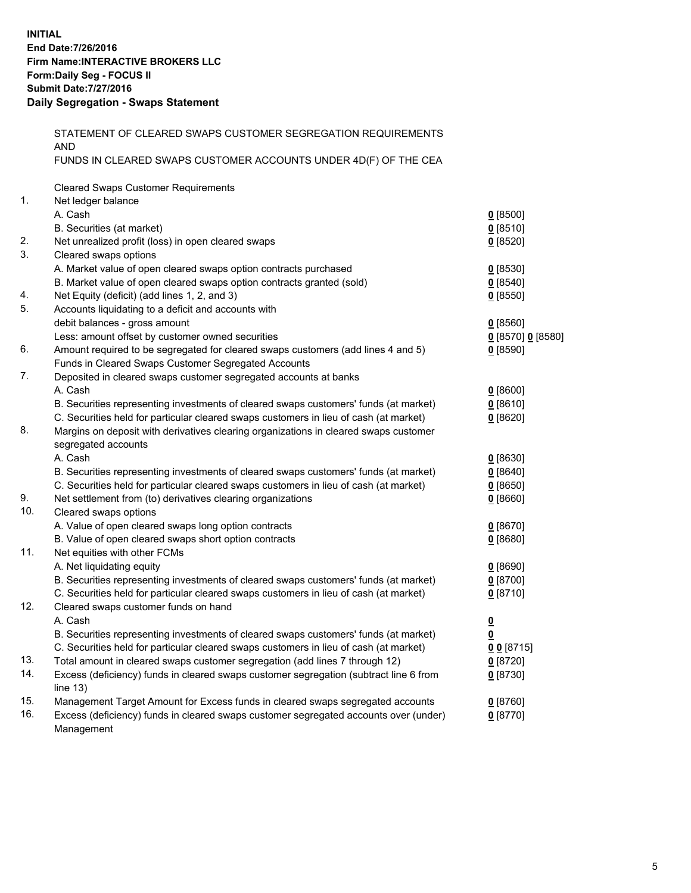**INITIAL**
**End Date:7/26/2016**
**Firm Name:INTERACTIVE BROKERS LLC**
**Form:Daily Seg - FOCUS II**
**Submit Date:7/27/2016**
**Daily Segregation - Swaps Statement**

STATEMENT OF CLEARED SWAPS CUSTOMER SEGREGATION REQUIREMENTS AND FUNDS IN CLEARED SWAPS CUSTOMER ACCOUNTS UNDER 4D(F) OF THE CEA

| | | |
|---|---|---|
| | Cleared Swaps Customer Requirements | |
| 1. | Net ledger balance | |
| | A. Cash | 0 [8500] |
| | B. Securities (at market) | 0 [8510] |
| 2. | Net unrealized profit (loss) in open cleared swaps | 0 [8520] |
| 3. | Cleared swaps options | |
| | A. Market value of open cleared swaps option contracts purchased | 0 [8530] |
| | B. Market value of open cleared swaps option contracts granted (sold) | 0 [8540] |
| 4. | Net Equity (deficit) (add lines 1, 2, and 3) | 0 [8550] |
| 5. | Accounts liquidating to a deficit and accounts with debit balances - gross amount | 0 [8560] |
| | Less: amount offset by customer owned securities | 0 [8570] 0 [8580] |
| 6. | Amount required to be segregated for cleared swaps customers (add lines 4 and 5) | 0 [8590] |
| | Funds in Cleared Swaps Customer Segregated Accounts | |
| 7. | Deposited in cleared swaps customer segregated accounts at banks | |
| | A. Cash | 0 [8600] |
| | B. Securities representing investments of cleared swaps customers' funds (at market) | 0 [8610] |
| | C. Securities held for particular cleared swaps customers in lieu of cash (at market) | 0 [8620] |
| 8. | Margins on deposit with derivatives clearing organizations in cleared swaps customer segregated accounts | |
| | A. Cash | 0 [8630] |
| | B. Securities representing investments of cleared swaps customers' funds (at market) | 0 [8640] |
| | C. Securities held for particular cleared swaps customers in lieu of cash (at market) | 0 [8650] |
| 9. | Net settlement from (to) derivatives clearing organizations | 0 [8660] |
| 10. | Cleared swaps options | |
| | A. Value of open cleared swaps long option contracts | 0 [8670] |
| | B. Value of open cleared swaps short option contracts | 0 [8680] |
| 11. | Net equities with other FCMs | |
| | A. Net liquidating equity | 0 [8690] |
| | B. Securities representing investments of cleared swaps customers' funds (at market) | 0 [8700] |
| | C. Securities held for particular cleared swaps customers in lieu of cash (at market) | 0 [8710] |
| 12. | Cleared swaps customer funds on hand | |
| | A. Cash | 0 |
| | B. Securities representing investments of cleared swaps customers' funds (at market) | 0 |
| | C. Securities held for particular cleared swaps customers in lieu of cash (at market) | 0 0 [8715] |
| 13. | Total amount in cleared swaps customer segregation (add lines 7 through 12) | 0 [8720] |
| 14. | Excess (deficiency) funds in cleared swaps customer segregation (subtract line 6 from line 13) | 0 [8730] |
| 15. | Management Target Amount for Excess funds in cleared swaps segregated accounts | 0 [8760] |
| 16. | Excess (deficiency) funds in cleared swaps customer segregated accounts over (under) Management | 0 [8770] |